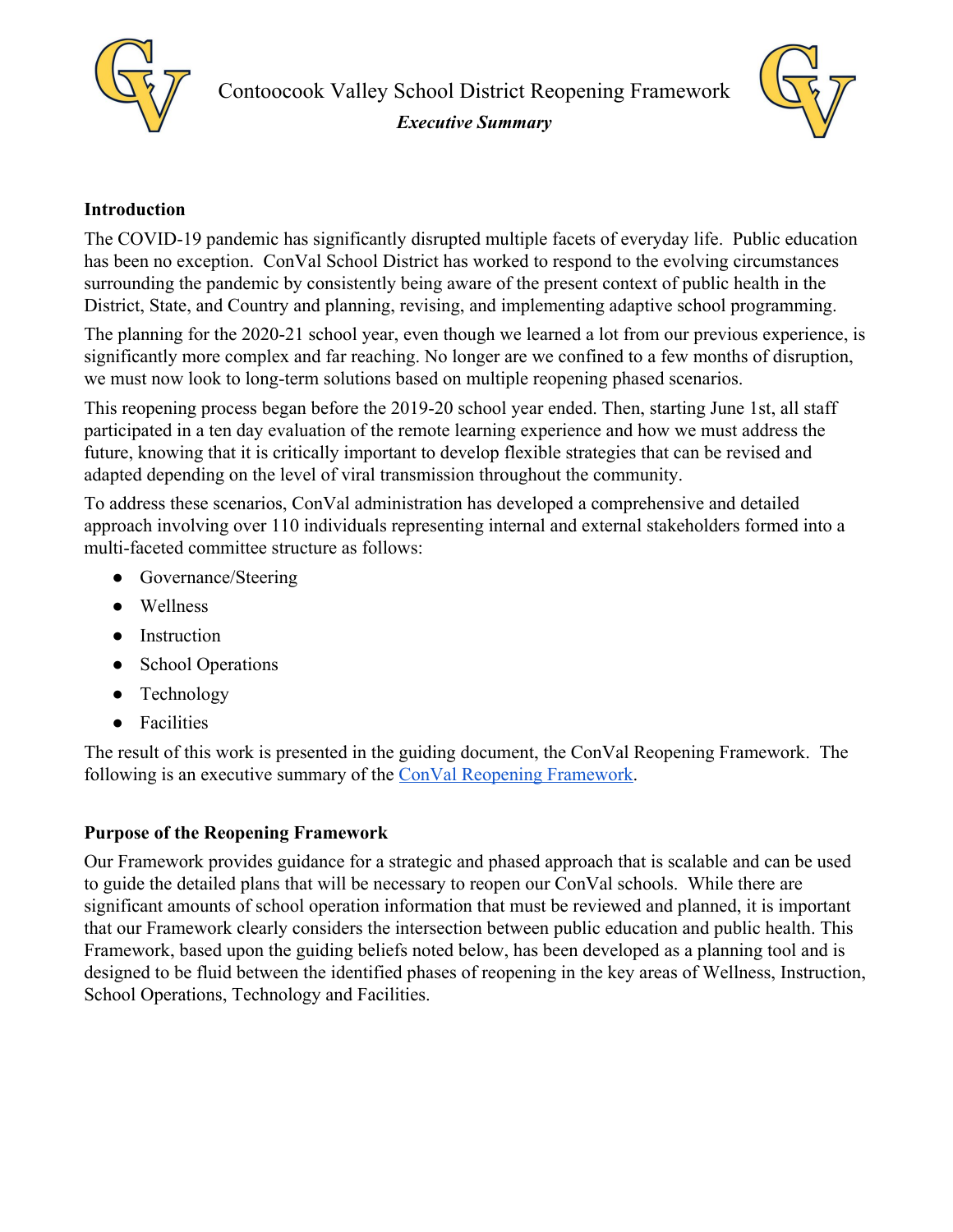# Contoocook Valley School District Reopening Framework

***Executive Summary***

## Introduction

The COVID-19 pandemic has significantly disrupted multiple facets of everyday life. Public education has been no exception. ConVal School District has worked to respond to the evolving circumstances surrounding the pandemic by consistently being aware of the present context of public health in the District, State, and Country and planning, revising, and implementing adaptive school programming.

The planning for the 2020-21 school year, even though we learned a lot from our previous experience, is significantly more complex and far reaching. No longer are we confined to a few months of disruption, we must now look to long-term solutions based on multiple reopening phased scenarios.

This reopening process began before the 2019-20 school year ended. Then, starting June 1st, all staff participated in a ten day evaluation of the remote learning experience and how we must address the future, knowing that it is critically important to develop flexible strategies that can be revised and adapted depending on the level of viral transmission throughout the community.

To address these scenarios, ConVal administration has developed a comprehensive and detailed approach involving over 110 individuals representing internal and external stakeholders formed into a multi-faceted committee structure as follows:

- Governance/Steering
- Wellness
- Instruction
- School Operations
- Technology
- Facilities

The result of this work is presented in the guiding document, the ConVal Reopening Framework. The following is an executive summary of the ConVal Reopening Framework.

## Purpose of the Reopening Framework

Our Framework provides guidance for a strategic and phased approach that is scalable and can be used to guide the detailed plans that will be necessary to reopen our ConVal schools. While there are significant amounts of school operation information that must be reviewed and planned, it is important that our Framework clearly considers the intersection between public education and public health. This Framework, based upon the guiding beliefs noted below, has been developed as a planning tool and is designed to be fluid between the identified phases of reopening in the key areas of Wellness, Instruction, School Operations, Technology and Facilities.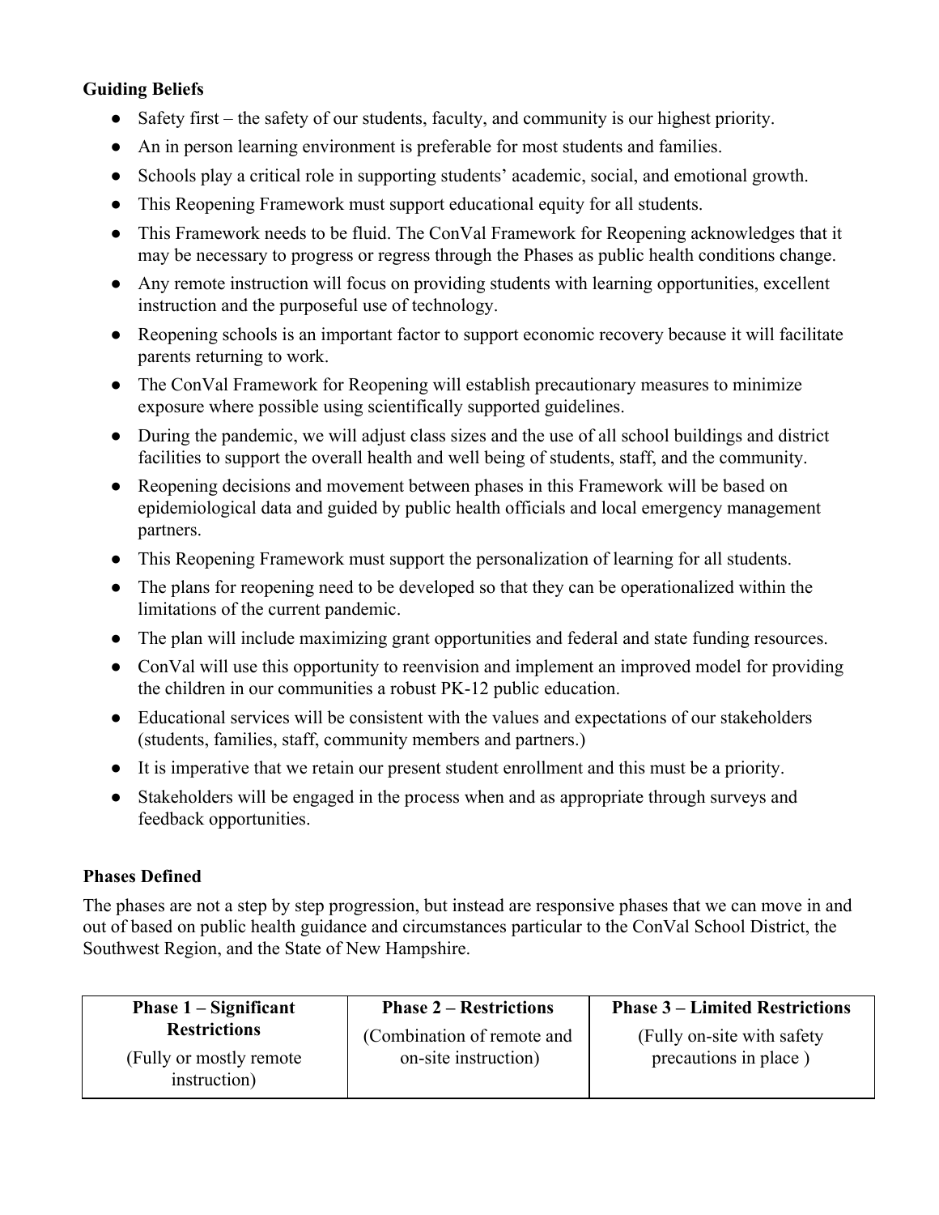**Guiding Beliefs**

- Safety first – the safety of our students, faculty, and community is our highest priority.
- An in person learning environment is preferable for most students and families.
- Schools play a critical role in supporting students' academic, social, and emotional growth.
- This Reopening Framework must support educational equity for all students.
- This Framework needs to be fluid. The ConVal Framework for Reopening acknowledges that it may be necessary to progress or regress through the Phases as public health conditions change.
- Any remote instruction will focus on providing students with learning opportunities, excellent instruction and the purposeful use of technology.
- Reopening schools is an important factor to support economic recovery because it will facilitate parents returning to work.
- The ConVal Framework for Reopening will establish precautionary measures to minimize exposure where possible using scientifically supported guidelines.
- During the pandemic, we will adjust class sizes and the use of all school buildings and district facilities to support the overall health and well being of students, staff, and the community.
- Reopening decisions and movement between phases in this Framework will be based on epidemiological data and guided by public health officials and local emergency management partners.
- This Reopening Framework must support the personalization of learning for all students.
- The plans for reopening need to be developed so that they can be operationalized within the limitations of the current pandemic.
- The plan will include maximizing grant opportunities and federal and state funding resources.
- ConVal will use this opportunity to reenvision and implement an improved model for providing the children in our communities a robust PK-12 public education.
- Educational services will be consistent with the values and expectations of our stakeholders (students, families, staff, community members and partners.)
- It is imperative that we retain our present student enrollment and this must be a priority.
- Stakeholders will be engaged in the process when and as appropriate through surveys and feedback opportunities.

**Phases Defined**

The phases are not a step by step progression, but instead are responsive phases that we can move in and out of based on public health guidance and circumstances particular to the ConVal School District, the Southwest Region, and the State of New Hampshire.

| **Phase 1 – Significant Restrictions** (Fully or mostly remote instruction) | **Phase 2 – Restrictions** (Combination of remote and on-site instruction) | **Phase 3 – Limited Restrictions** (Fully on-site with safety precautions in place ) |
|---|---|---|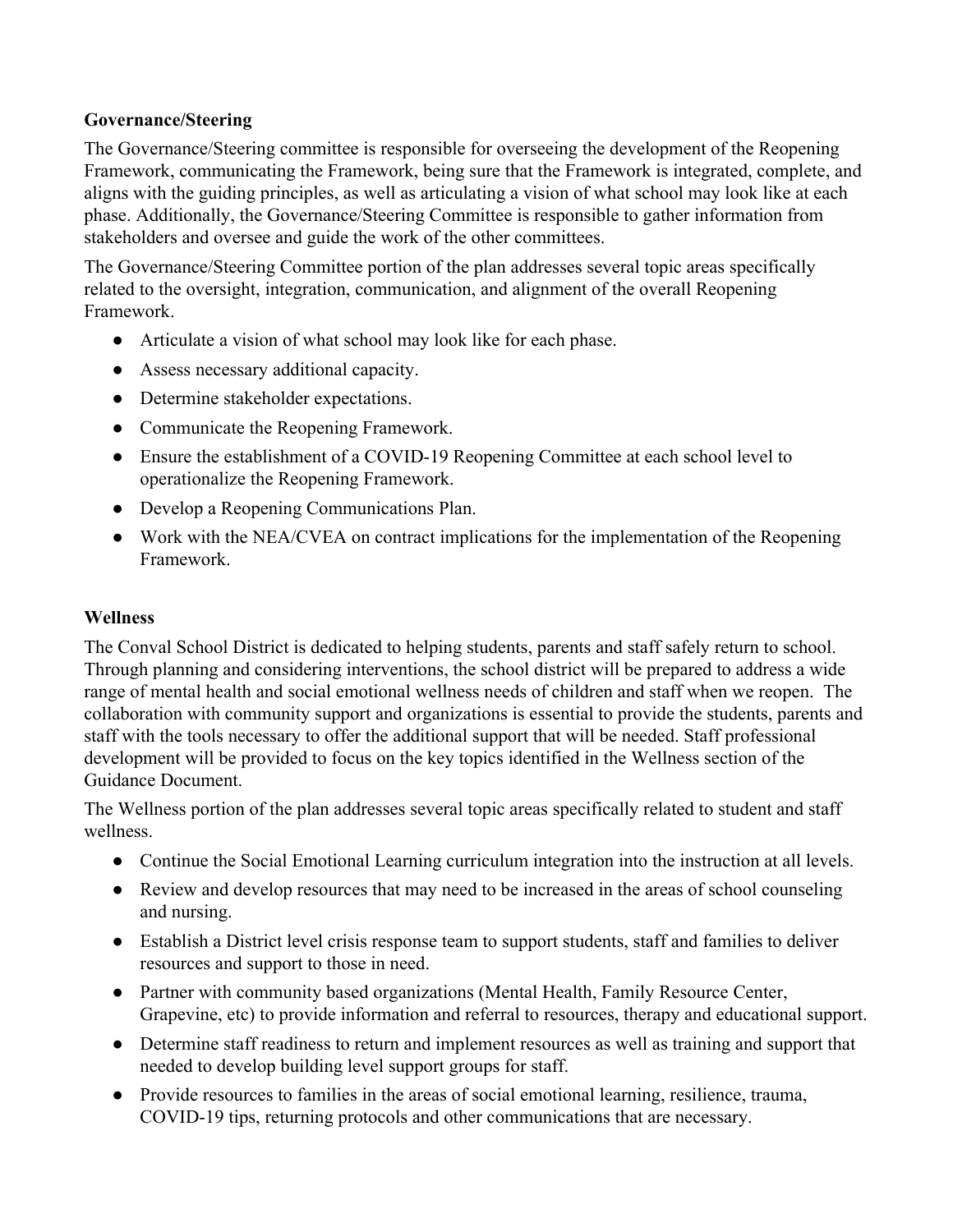**Governance/Steering**

The Governance/Steering committee is responsible for overseeing the development of the Reopening Framework, communicating the Framework, being sure that the Framework is integrated, complete, and aligns with the guiding principles, as well as articulating a vision of what school may look like at each phase. Additionally, the Governance/Steering Committee is responsible to gather information from stakeholders and oversee and guide the work of the other committees.

The Governance/Steering Committee portion of the plan addresses several topic areas specifically related to the oversight, integration, communication, and alignment of the overall Reopening Framework.

- Articulate a vision of what school may look like for each phase.
- Assess necessary additional capacity.
- Determine stakeholder expectations.
- Communicate the Reopening Framework.
- Ensure the establishment of a COVID-19 Reopening Committee at each school level to operationalize the Reopening Framework.
- Develop a Reopening Communications Plan.
- Work with the NEA/CVEA on contract implications for the implementation of the Reopening Framework.

**Wellness**

The Conval School District is dedicated to helping students, parents and staff safely return to school. Through planning and considering interventions, the school district will be prepared to address a wide range of mental health and social emotional wellness needs of children and staff when we reopen. The collaboration with community support and organizations is essential to provide the students, parents and staff with the tools necessary to offer the additional support that will be needed. Staff professional development will be provided to focus on the key topics identified in the Wellness section of the Guidance Document.

The Wellness portion of the plan addresses several topic areas specifically related to student and staff wellness.

- Continue the Social Emotional Learning curriculum integration into the instruction at all levels.
- Review and develop resources that may need to be increased in the areas of school counseling and nursing.
- Establish a District level crisis response team to support students, staff and families to deliver resources and support to those in need.
- Partner with community based organizations (Mental Health, Family Resource Center, Grapevine, etc) to provide information and referral to resources, therapy and educational support.
- Determine staff readiness to return and implement resources as well as training and support that needed to develop building level support groups for staff.
- Provide resources to families in the areas of social emotional learning, resilience, trauma, COVID-19 tips, returning protocols and other communications that are necessary.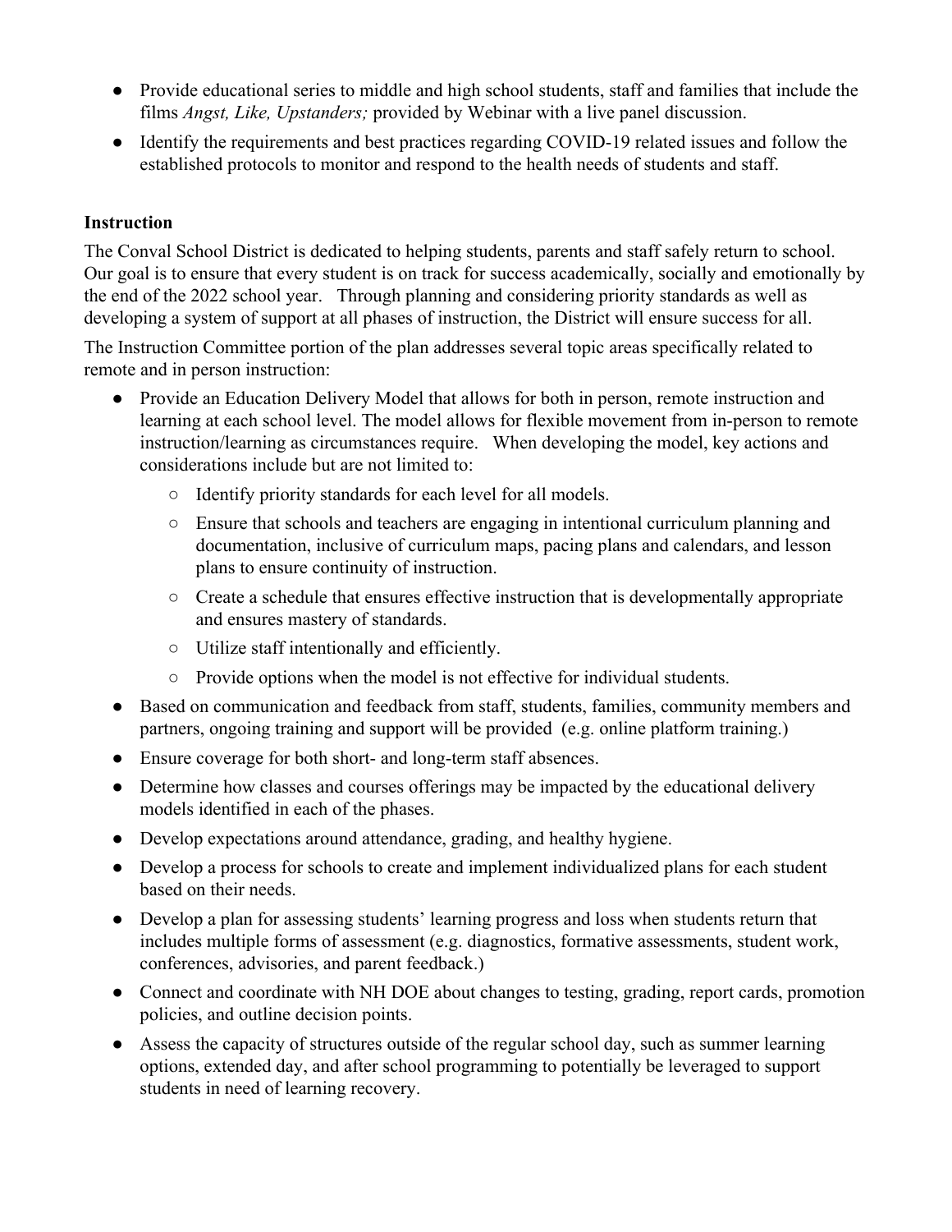- Provide educational series to middle and high school students, staff and families that include the films *Angst, Like, Upstanders;* provided by Webinar with a live panel discussion.
- Identify the requirements and best practices regarding COVID-19 related issues and follow the established protocols to monitor and respond to the health needs of students and staff.

**Instruction**

The Conval School District is dedicated to helping students, parents and staff safely return to school. Our goal is to ensure that every student is on track for success academically, socially and emotionally by the end of the 2022 school year. Through planning and considering priority standards as well as developing a system of support at all phases of instruction, the District will ensure success for all.

The Instruction Committee portion of the plan addresses several topic areas specifically related to remote and in person instruction:

- Provide an Education Delivery Model that allows for both in person, remote instruction and learning at each school level. The model allows for flexible movement from in-person to remote instruction/learning as circumstances require. When developing the model, key actions and considerations include but are not limited to:
  - Identify priority standards for each level for all models.
  - Ensure that schools and teachers are engaging in intentional curriculum planning and documentation, inclusive of curriculum maps, pacing plans and calendars, and lesson plans to ensure continuity of instruction.
  - Create a schedule that ensures effective instruction that is developmentally appropriate and ensures mastery of standards.
  - Utilize staff intentionally and efficiently.
  - Provide options when the model is not effective for individual students.
- Based on communication and feedback from staff, students, families, community members and partners, ongoing training and support will be provided (e.g. online platform training.)
- Ensure coverage for both short- and long-term staff absences.
- Determine how classes and courses offerings may be impacted by the educational delivery models identified in each of the phases.
- Develop expectations around attendance, grading, and healthy hygiene.
- Develop a process for schools to create and implement individualized plans for each student based on their needs.
- Develop a plan for assessing students' learning progress and loss when students return that includes multiple forms of assessment (e.g. diagnostics, formative assessments, student work, conferences, advisories, and parent feedback.)
- Connect and coordinate with NH DOE about changes to testing, grading, report cards, promotion policies, and outline decision points.
- Assess the capacity of structures outside of the regular school day, such as summer learning options, extended day, and after school programming to potentially be leveraged to support students in need of learning recovery.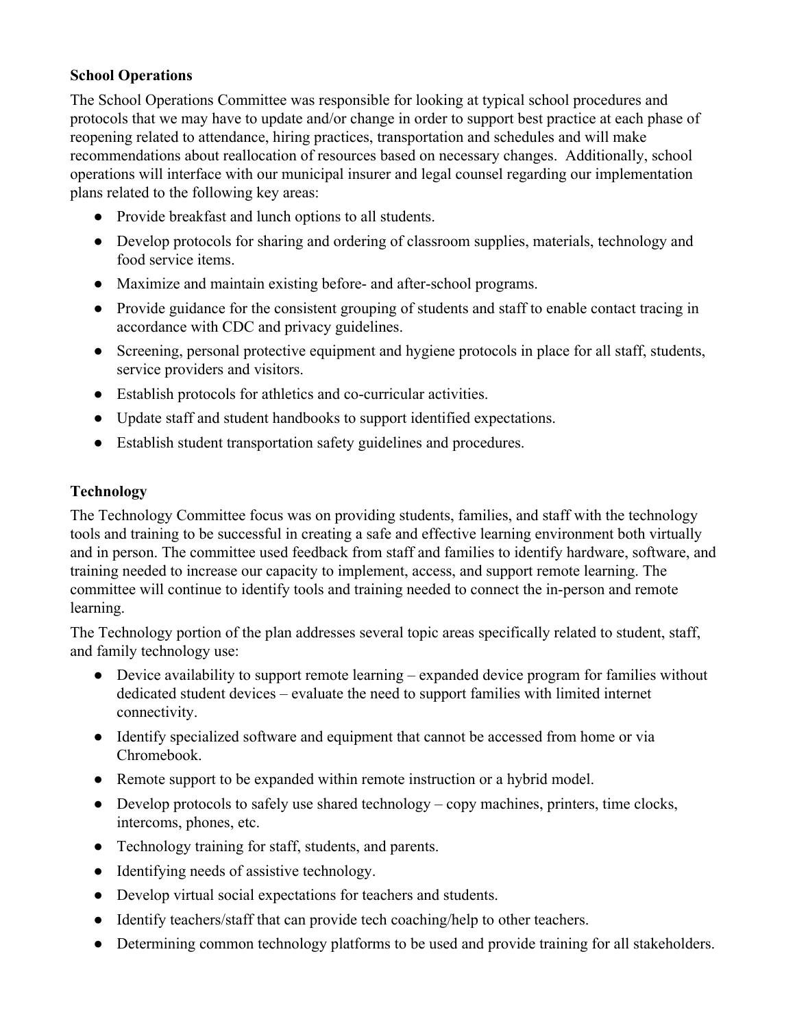**School Operations**

The School Operations Committee was responsible for looking at typical school procedures and protocols that we may have to update and/or change in order to support best practice at each phase of reopening related to attendance, hiring practices, transportation and schedules and will make recommendations about reallocation of resources based on necessary changes. Additionally, school operations will interface with our municipal insurer and legal counsel regarding our implementation plans related to the following key areas:

- Provide breakfast and lunch options to all students.
- Develop protocols for sharing and ordering of classroom supplies, materials, technology and food service items.
- Maximize and maintain existing before- and after-school programs.
- Provide guidance for the consistent grouping of students and staff to enable contact tracing in accordance with CDC and privacy guidelines.
- Screening, personal protective equipment and hygiene protocols in place for all staff, students, service providers and visitors.
- Establish protocols for athletics and co-curricular activities.
- Update staff and student handbooks to support identified expectations.
- Establish student transportation safety guidelines and procedures.

**Technology**

The Technology Committee focus was on providing students, families, and staff with the technology tools and training to be successful in creating a safe and effective learning environment both virtually and in person. The committee used feedback from staff and families to identify hardware, software, and training needed to increase our capacity to implement, access, and support remote learning. The committee will continue to identify tools and training needed to connect the in-person and remote learning.

The Technology portion of the plan addresses several topic areas specifically related to student, staff, and family technology use:

- Device availability to support remote learning – expanded device program for families without dedicated student devices – evaluate the need to support families with limited internet connectivity.
- Identify specialized software and equipment that cannot be accessed from home or via Chromebook.
- Remote support to be expanded within remote instruction or a hybrid model.
- Develop protocols to safely use shared technology – copy machines, printers, time clocks, intercoms, phones, etc.
- Technology training for staff, students, and parents.
- Identifying needs of assistive technology.
- Develop virtual social expectations for teachers and students.
- Identify teachers/staff that can provide tech coaching/help to other teachers.
- Determining common technology platforms to be used and provide training for all stakeholders.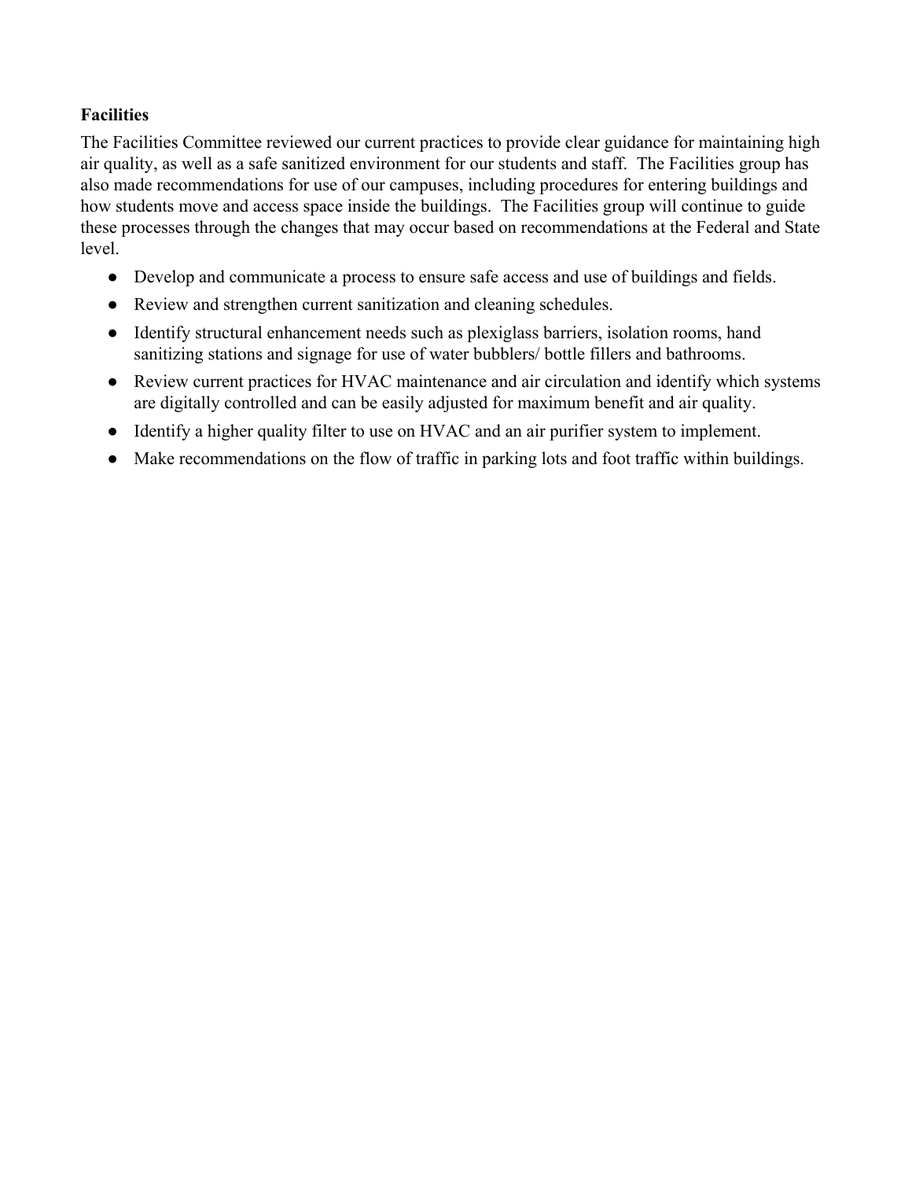**Facilities**

The Facilities Committee reviewed our current practices to provide clear guidance for maintaining high air quality, as well as a safe sanitized environment for our students and staff. The Facilities group has also made recommendations for use of our campuses, including procedures for entering buildings and how students move and access space inside the buildings. The Facilities group will continue to guide these processes through the changes that may occur based on recommendations at the Federal and State level.

- Develop and communicate a process to ensure safe access and use of buildings and fields.
- Review and strengthen current sanitization and cleaning schedules.
- Identify structural enhancement needs such as plexiglass barriers, isolation rooms, hand sanitizing stations and signage for use of water bubblers/ bottle fillers and bathrooms.
- Review current practices for HVAC maintenance and air circulation and identify which systems are digitally controlled and can be easily adjusted for maximum benefit and air quality.
- Identify a higher quality filter to use on HVAC and an air purifier system to implement.
- Make recommendations on the flow of traffic in parking lots and foot traffic within buildings.